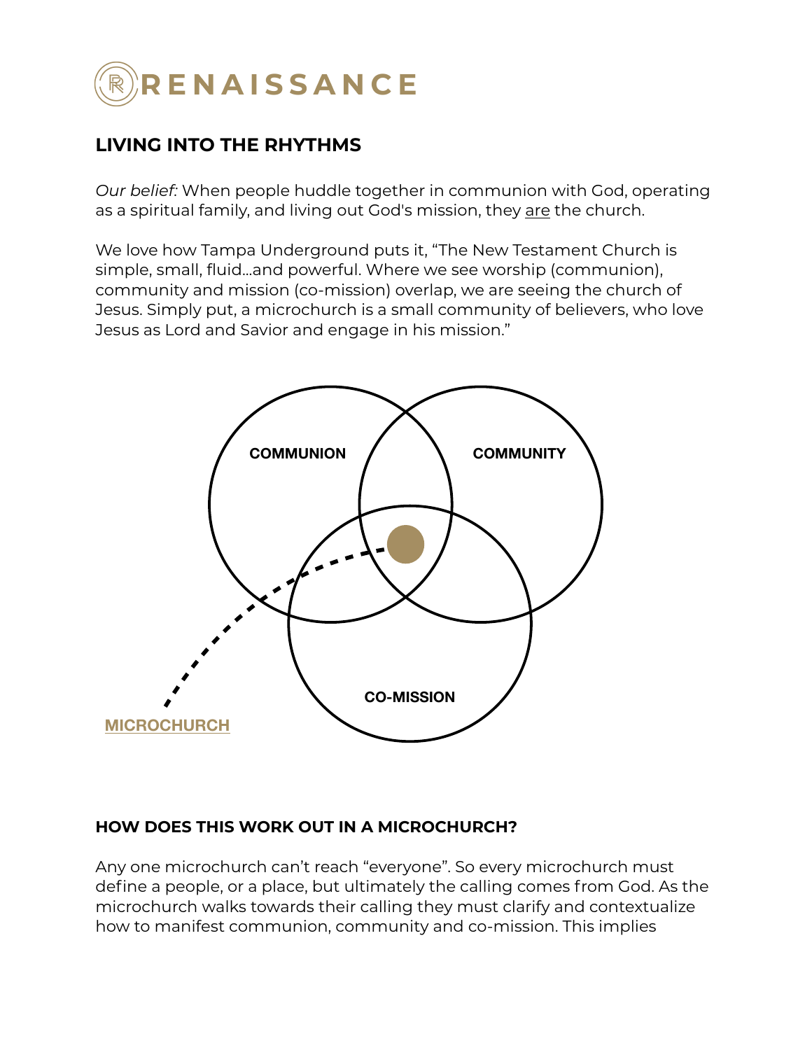# RENAISSANCE

## LIVING INTO THE RHYTHMS

*Our belief:* When people huddle together in communion with God, operating as a spiritual family, and living out God's mission, they are the church.

We love how Tampa Underground puts it, "The New Testament Church is simple, small, fluid...and powerful. Where we see worship (communion), community and mission (co-mission) overlap, we are seeing the church of Jesus. Simply put, a microchurch is a small community of believers, who love Jesus as Lord and Savior and engage in his mission."

COMMUNION

COMMUNITY

CO-MISSION

MICROCHURCH

## HOW DOES THIS WORK OUT IN A MICROCHURCH?

Any one microchurch can't reach "everyone". So every microchurch must define a people, or a place, but ultimately the calling comes from God. As the microchurch walks towards their calling they must clarify and contextualize how to manifest communion, community and co-mission. This implies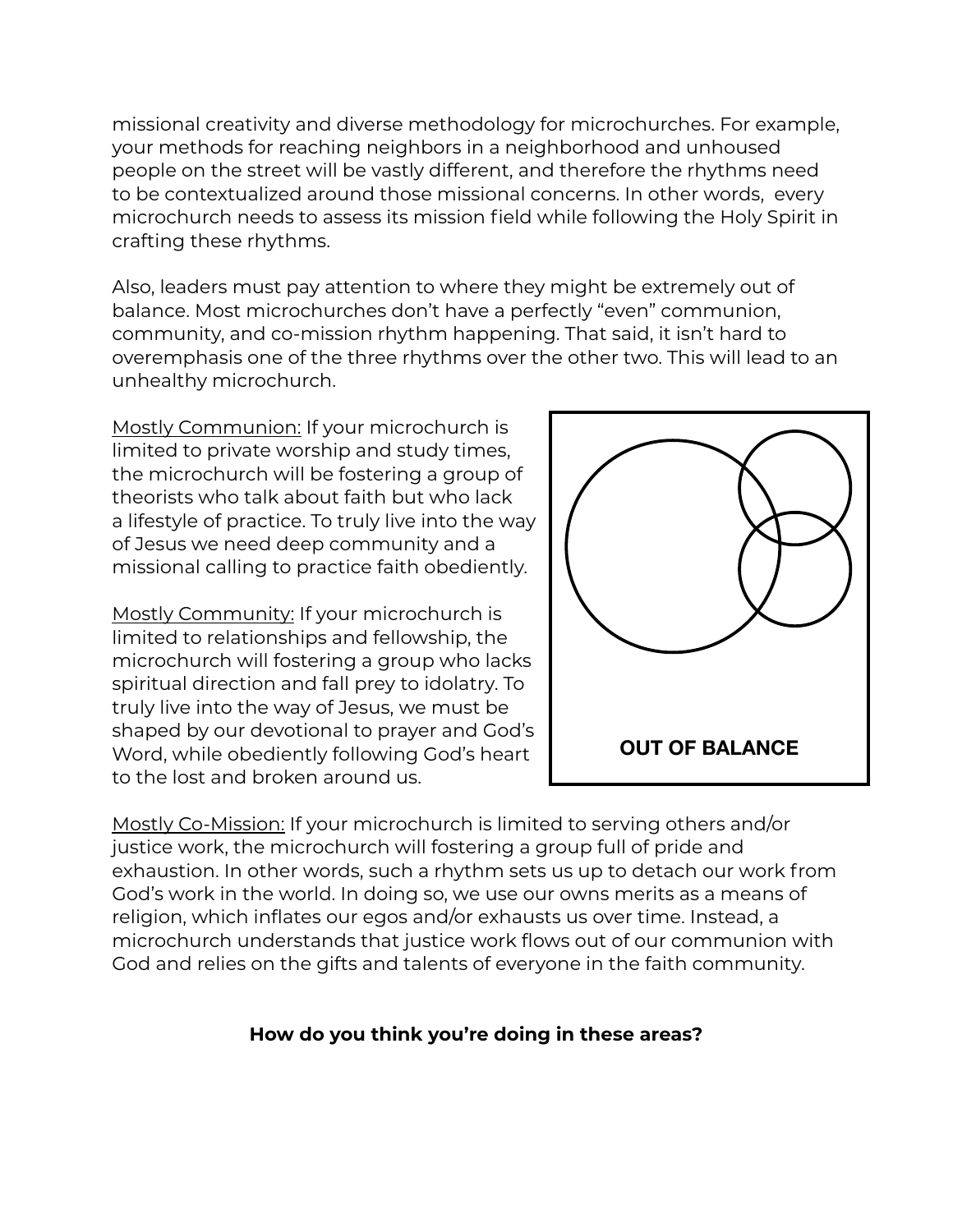missional creativity and diverse methodology for microchurches. For example, your methods for reaching neighbors in a neighborhood and unhoused people on the street will be vastly different, and therefore the rhythms need to be contextualized around those missional concerns. In other words, every microchurch needs to assess its mission field while following the Holy Spirit in crafting these rhythms.

Also, leaders must pay attention to where they might be extremely out of balance. Most microchurches don't have a perfectly "even" communion, community, and co-mission rhythm happening. That said, it isn't hard to overemphasis one of the three rhythms over the other two. This will lead to an unhealthy microchurch.

Mostly Communion: If your microchurch is limited to private worship and study times, the microchurch will be fostering a group of theorists who talk about faith but who lack a lifestyle of practice. To truly live into the way of Jesus we need deep community and a missional calling to practice faith obediently.

Mostly Community: If your microchurch is limited to relationships and fellowship, the microchurch will fostering a group who lacks spiritual direction and fall prey to idolatry. To truly live into the way of Jesus, we must be shaped by our devotional to prayer and God's Word, while obediently following God's heart to the lost and broken around us.

**OUT OF BALANCE**

Mostly Co-Mission: If your microchurch is limited to serving others and/or justice work, the microchurch will fostering a group full of pride and exhaustion. In other words, such a rhythm sets us up to detach our work from God's work in the world. In doing so, we use our owns merits as a means of religion, which inflates our egos and/or exhausts us over time. Instead, a microchurch understands that justice work flows out of our communion with God and relies on the gifts and talents of everyone in the faith community.

**How do you think you're doing in these areas?**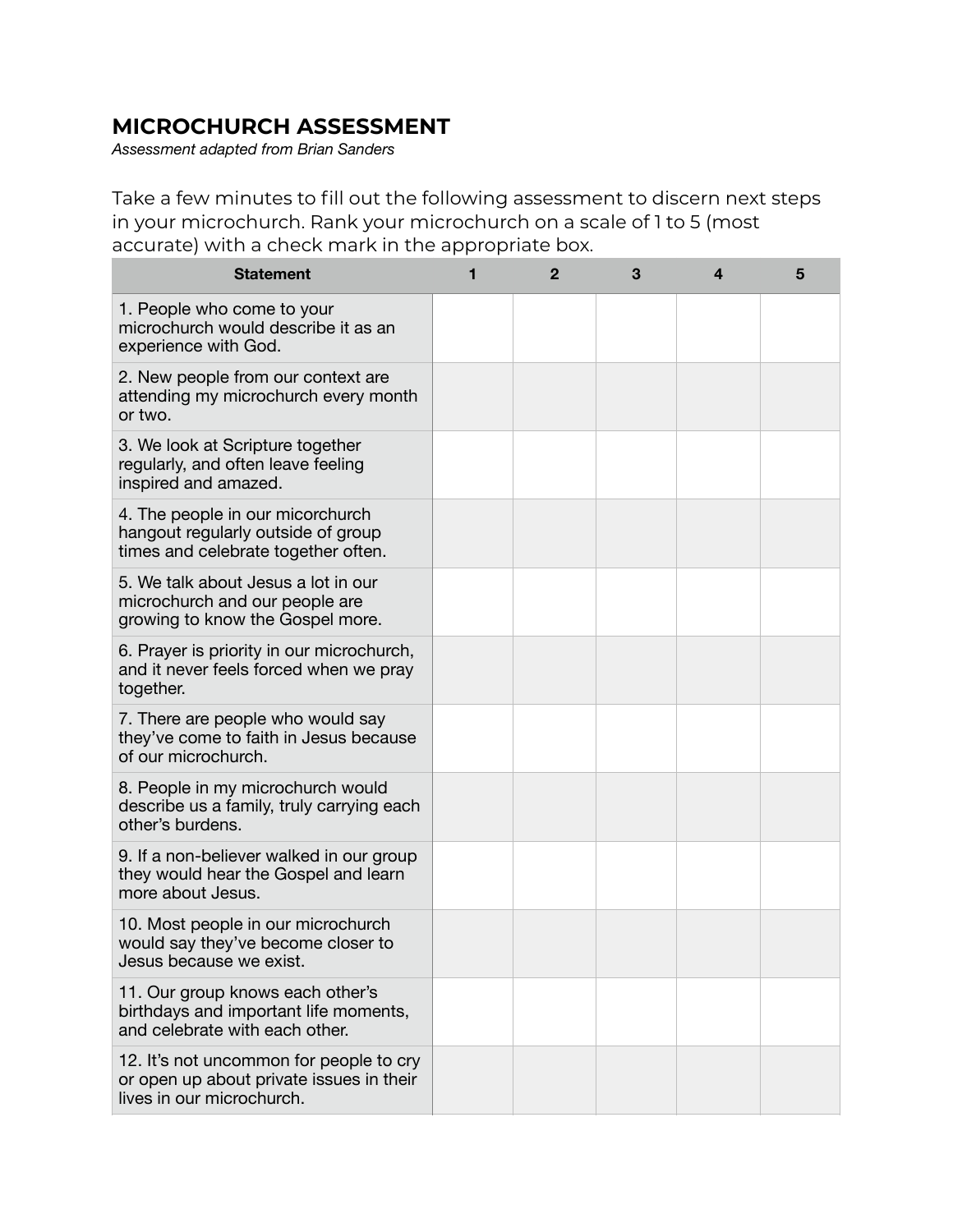# MICROCHURCH ASSESSMENT

*Assessment adapted from Brian Sanders*

Take a few minutes to fill out the following assessment to discern next steps in your microchurch. Rank your microchurch on a scale of 1 to 5 (most accurate) with a check mark in the appropriate box.

| Statement | 1 | 2 | 3 | 4 | 5 |
|---|---|---|---|---|---|
| 1. People who come to your microchurch would describe it as an experience with God. | | | | | |
| 2. New people from our context are attending my microchurch every month or two. | | | | | |
| 3. We look at Scripture together regularly, and often leave feeling inspired and amazed. | | | | | |
| 4. The people in our micorchurch hangout regularly outside of group times and celebrate together often. | | | | | |
| 5. We talk about Jesus a lot in our microchurch and our people are growing to know the Gospel more. | | | | | |
| 6. Prayer is priority in our microchurch, and it never feels forced when we pray together. | | | | | |
| 7. There are people who would say they've come to faith in Jesus because of our microchurch. | | | | | |
| 8. People in my microchurch would describe us a family, truly carrying each other's burdens. | | | | | |
| 9. If a non-believer walked in our group they would hear the Gospel and learn more about Jesus. | | | | | |
| 10. Most people in our microchurch would say they've become closer to Jesus because we exist. | | | | | |
| 11. Our group knows each other's birthdays and important life moments, and celebrate with each other. | | | | | |
| 12. It's not uncommon for people to cry or open up about private issues in their lives in our microchurch. | | | | | |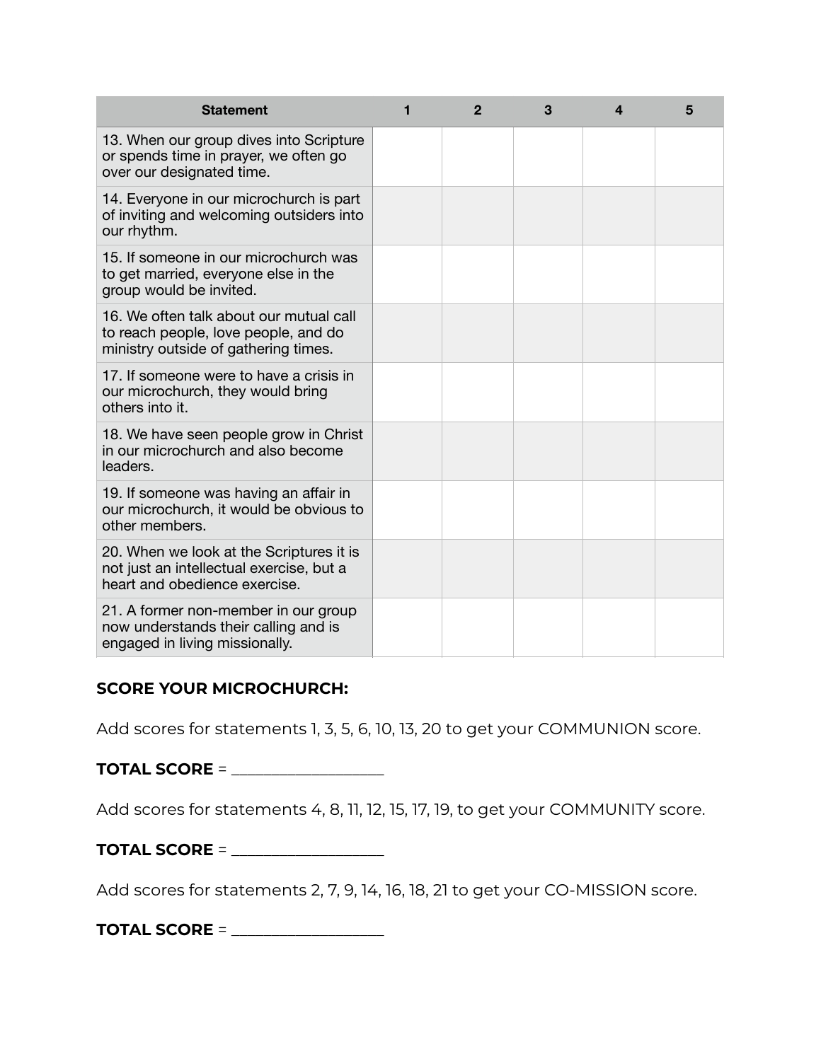| Statement | 1 | 2 | 3 | 4 | 5 |
|---|---|---|---|---|---|
| 13. When our group dives into Scripture or spends time in prayer, we often go over our designated time. | | | | | |
| 14. Everyone in our microchurch is part of inviting and welcoming outsiders into our rhythm. | | | | | |
| 15. If someone in our microchurch was to get married, everyone else in the group would be invited. | | | | | |
| 16. We often talk about our mutual call to reach people, love people, and do ministry outside of gathering times. | | | | | |
| 17. If someone were to have a crisis in our microchurch, they would bring others into it. | | | | | |
| 18. We have seen people grow in Christ in our microchurch and also become leaders. | | | | | |
| 19. If someone was having an affair in our microchurch, it would be obvious to other members. | | | | | |
| 20. When we look at the Scriptures it is not just an intellectual exercise, but a heart and obedience exercise. | | | | | |
| 21. A former non-member in our group now understands their calling and is engaged in living missionally. | | | | | |

**SCORE YOUR MICROCHURCH:**

Add scores for statements 1, 3, 5, 6, 10, 13, 20 to get your COMMUNION score.

**TOTAL SCORE** = ___________________

Add scores for statements 4, 8, 11, 12, 15, 17, 19, to get your COMMUNITY score.

**TOTAL SCORE** = ___________________

Add scores for statements 2, 7, 9, 14, 16, 18, 21 to get your CO-MISSION score.

**TOTAL SCORE** = ___________________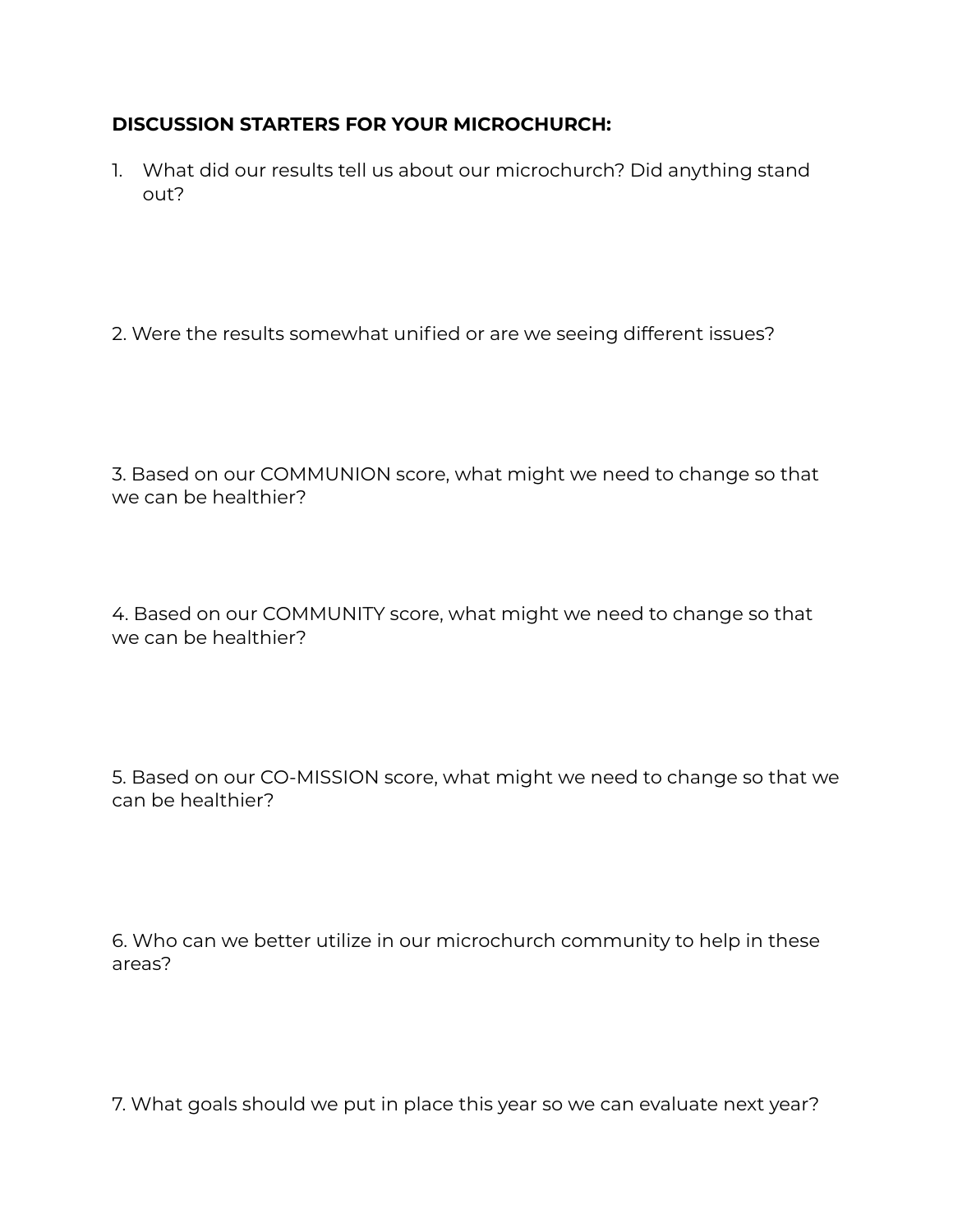**DISCUSSION STARTERS FOR YOUR MICROCHURCH:**

1. What did our results tell us about our microchurch? Did anything stand out?

2. Were the results somewhat unified or are we seeing different issues?

3. Based on our COMMUNION score, what might we need to change so that we can be healthier?

4. Based on our COMMUNITY score, what might we need to change so that we can be healthier?

5. Based on our CO-MISSION score, what might we need to change so that we can be healthier?

6. Who can we better utilize in our microchurch community to help in these areas?

7. What goals should we put in place this year so we can evaluate next year?